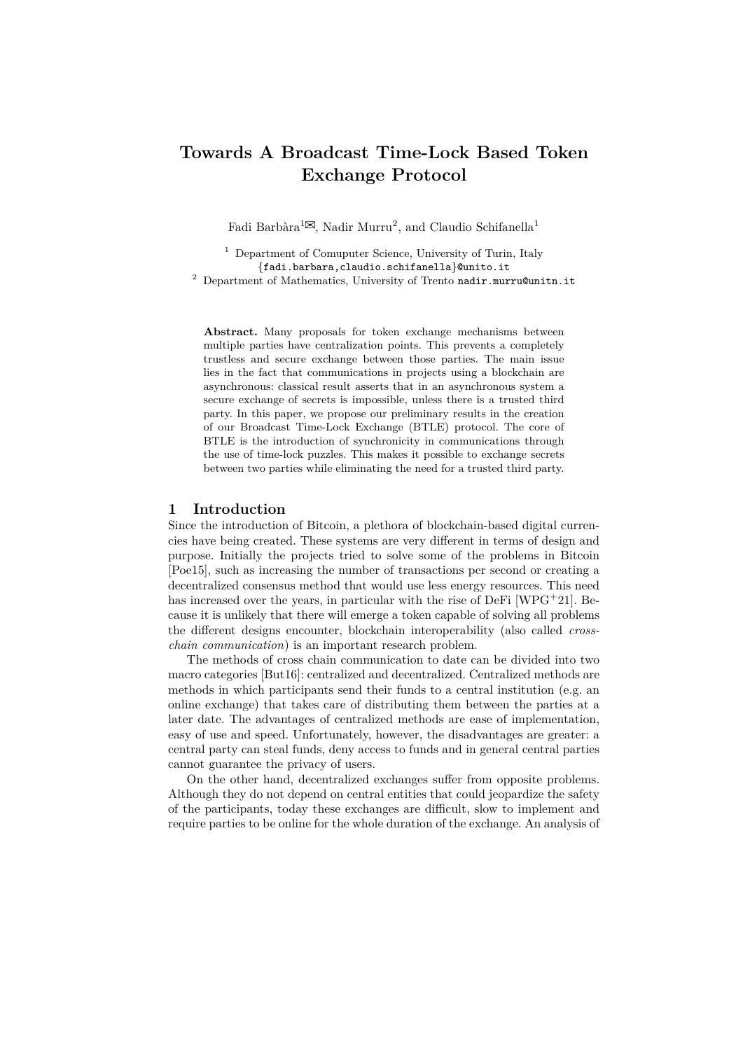# Towards A Broadcast Time-Lock Based Token Exchange Protocol

Fadi Barbàra[1✉], Nadir Murru[2], and Claudio Schifanella[1]

[1] Department of Comuputer Science, University of Turin, Italy
{fadi.barbara,claudio.schifanella}@unito.it
[2] Department of Mathematics, University of Trento nadir.murru@unitn.it

**Abstract.** Many proposals for token exchange mechanisms between multiple parties have centralization points. This prevents a completely trustless and secure exchange between those parties. The main issue lies in the fact that communications in projects using a blockchain are asynchronous: classical result asserts that in an asynchronous system a secure exchange of secrets is impossible, unless there is a trusted third party. In this paper, we propose our preliminary results in the creation of our Broadcast Time-Lock Exchange (BTLE) protocol. The core of BTLE is the introduction of synchronicity in communications through the use of time-lock puzzles. This makes it possible to exchange secrets between two parties while eliminating the need for a trusted third party.

## 1 Introduction

Since the introduction of Bitcoin, a plethora of blockchain-based digital currencies have being created. These systems are very different in terms of design and purpose. Initially the projects tried to solve some of the problems in Bitcoin [Poe15], such as increasing the number of transactions per second or creating a decentralized consensus method that would use less energy resources. This need has increased over the years, in particular with the rise of DeFi [WPG+21]. Because it is unlikely that there will emerge a token capable of solving all problems the different designs encounter, blockchain interoperability (also called *cross-chain communication*) is an important research problem.

The methods of cross chain communication to date can be divided into two macro categories [But16]: centralized and decentralized. Centralized methods are methods in which participants send their funds to a central institution (e.g. an online exchange) that takes care of distributing them between the parties at a later date. The advantages of centralized methods are ease of implementation, easy of use and speed. Unfortunately, however, the disadvantages are greater: a central party can steal funds, deny access to funds and in general central parties cannot guarantee the privacy of users.

On the other hand, decentralized exchanges suffer from opposite problems. Although they do not depend on central entities that could jeopardize the safety of the participants, today these exchanges are difficult, slow to implement and require parties to be online for the whole duration of the exchange. An analysis of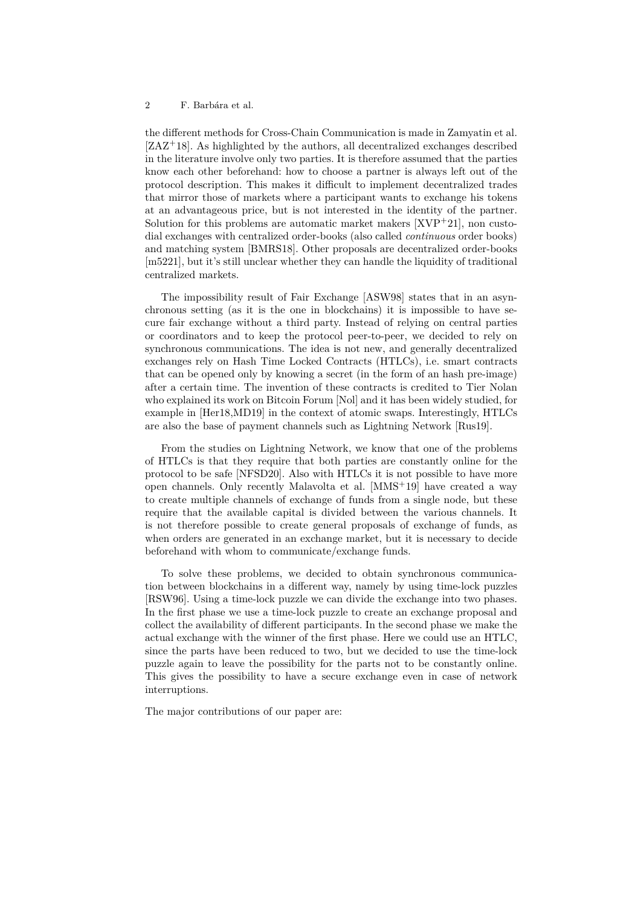the different methods for Cross-Chain Communication is made in Zamyatin et al. [ZAZ+18]. As highlighted by the authors, all decentralized exchanges described in the literature involve only two parties. It is therefore assumed that the parties know each other beforehand: how to choose a partner is always left out of the protocol description. This makes it difficult to implement decentralized trades that mirror those of markets where a participant wants to exchange his tokens at an advantageous price, but is not interested in the identity of the partner. Solution for this problems are automatic market makers [XVP+21], non custodial exchanges with centralized order-books (also called *continuous* order books) and matching system [BMRS18]. Other proposals are decentralized order-books [m5221], but it's still unclear whether they can handle the liquidity of traditional centralized markets.

The impossibility result of Fair Exchange [ASW98] states that in an asynchronous setting (as it is the one in blockchains) it is impossible to have secure fair exchange without a third party. Instead of relying on central parties or coordinators and to keep the protocol peer-to-peer, we decided to rely on synchronous communications. The idea is not new, and generally decentralized exchanges rely on Hash Time Locked Contracts (HTLCs), i.e. smart contracts that can be opened only by knowing a secret (in the form of an hash pre-image) after a certain time. The invention of these contracts is credited to Tier Nolan who explained its work on Bitcoin Forum [Nol] and it has been widely studied, for example in [Her18,MD19] in the context of atomic swaps. Interestingly, HTLCs are also the base of payment channels such as Lightning Network [Rus19].

From the studies on Lightning Network, we know that one of the problems of HTLCs is that they require that both parties are constantly online for the protocol to be safe [NFSD20]. Also with HTLCs it is not possible to have more open channels. Only recently Malavolta et al. [MMS+19] have created a way to create multiple channels of exchange of funds from a single node, but these require that the available capital is divided between the various channels. It is not therefore possible to create general proposals of exchange of funds, as when orders are generated in an exchange market, but it is necessary to decide beforehand with whom to communicate/exchange funds.

To solve these problems, we decided to obtain synchronous communication between blockchains in a different way, namely by using time-lock puzzles [RSW96]. Using a time-lock puzzle we can divide the exchange into two phases. In the first phase we use a time-lock puzzle to create an exchange proposal and collect the availability of different participants. In the second phase we make the actual exchange with the winner of the first phase. Here we could use an HTLC, since the parts have been reduced to two, but we decided to use the time-lock puzzle again to leave the possibility for the parts not to be constantly online. This gives the possibility to have a secure exchange even in case of network interruptions.

The major contributions of our paper are: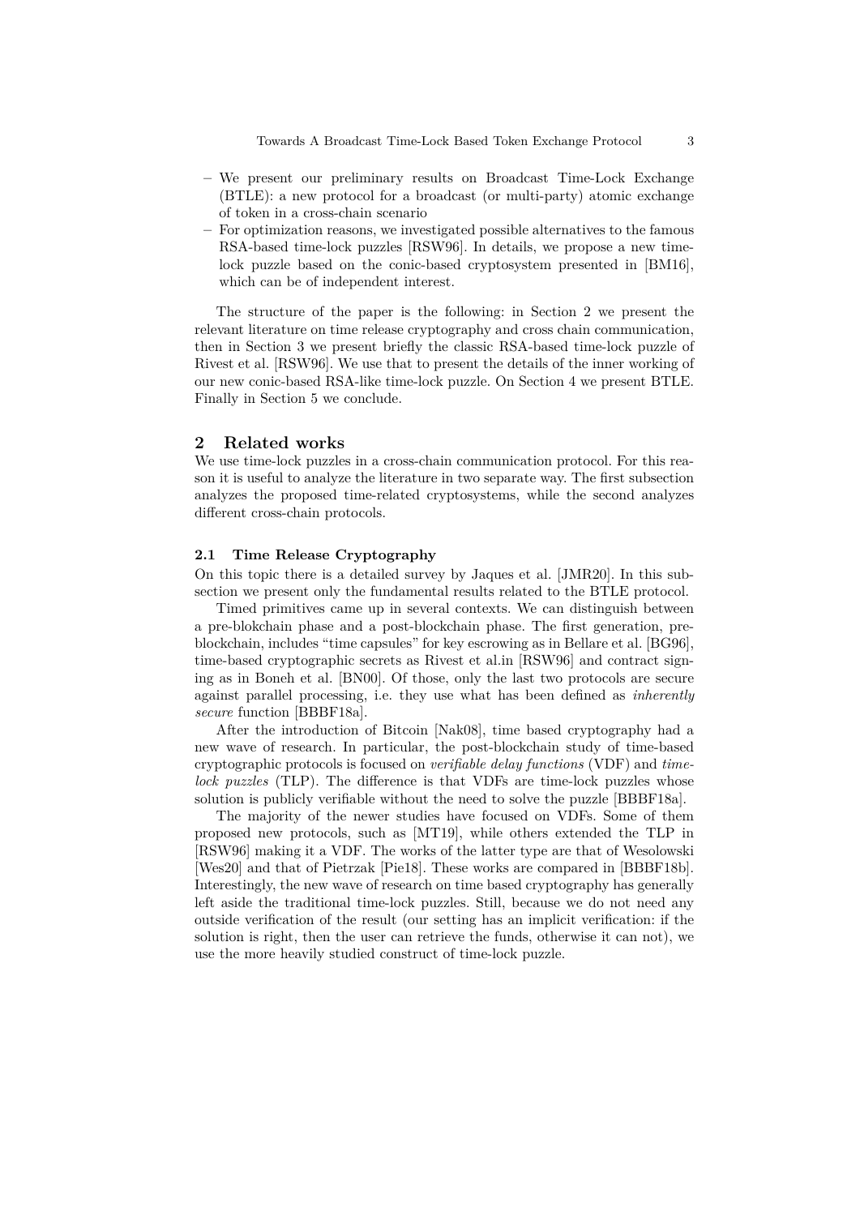- We present our preliminary results on Broadcast Time-Lock Exchange (BTLE): a new protocol for a broadcast (or multi-party) atomic exchange of token in a cross-chain scenario
- For optimization reasons, we investigated possible alternatives to the famous RSA-based time-lock puzzles [RSW96]. In details, we propose a new time-lock puzzle based on the conic-based cryptosystem presented in [BM16], which can be of independent interest.

The structure of the paper is the following: in Section 2 we present the relevant literature on time release cryptography and cross chain communication, then in Section 3 we present briefly the classic RSA-based time-lock puzzle of Rivest et al. [RSW96]. We use that to present the details of the inner working of our new conic-based RSA-like time-lock puzzle. On Section 4 we present BTLE. Finally in Section 5 we conclude.

## 2 Related works

We use time-lock puzzles in a cross-chain communication protocol. For this reason it is useful to analyze the literature in two separate way. The first subsection analyzes the proposed time-related cryptosystems, while the second analyzes different cross-chain protocols.

### 2.1 Time Release Cryptography

On this topic there is a detailed survey by Jaques et al. [JMR20]. In this subsection we present only the fundamental results related to the BTLE protocol.

Timed primitives came up in several contexts. We can distinguish between a pre-blokchain phase and a post-blockchain phase. The first generation, pre-blockchain, includes "time capsules" for key escrowing as in Bellare et al. [BG96], time-based cryptographic secrets as Rivest et al.in [RSW96] and contract signing as in Boneh et al. [BN00]. Of those, only the last two protocols are secure against parallel processing, i.e. they use what has been defined as *inherently secure* function [BBBF18a].

After the introduction of Bitcoin [Nak08], time based cryptography had a new wave of research. In particular, the post-blockchain study of time-based cryptographic protocols is focused on *verifiable delay functions* (VDF) and *time-lock puzzles* (TLP). The difference is that VDFs are time-lock puzzles whose solution is publicly verifiable without the need to solve the puzzle [BBBF18a].

The majority of the newer studies have focused on VDFs. Some of them proposed new protocols, such as [MT19], while others extended the TLP in [RSW96] making it a VDF. The works of the latter type are that of Wesolowski [Wes20] and that of Pietrzak [Pie18]. These works are compared in [BBBF18b]. Interestingly, the new wave of research on time based cryptography has generally left aside the traditional time-lock puzzles. Still, because we do not need any outside verification of the result (our setting has an implicit verification: if the solution is right, then the user can retrieve the funds, otherwise it can not), we use the more heavily studied construct of time-lock puzzle.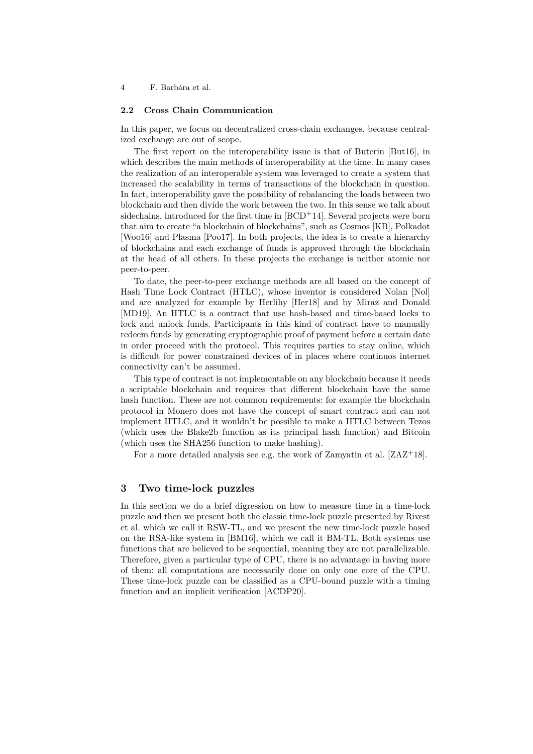### 2.2 Cross Chain Communication

In this paper, we focus on decentralized cross-chain exchanges, because centralized exchange are out of scope.

The first report on the interoperability issue is that of Buterin [But16], in which describes the main methods of interoperability at the time. In many cases the realization of an interoperable system was leveraged to create a system that increased the scalability in terms of transactions of the blockchain in question. In fact, interoperability gave the possibility of rebalancing the loads between two blockchain and then divide the work between the two. In this sense we talk about sidechains, introduced for the first time in [BCD$^+$14]. Several projects were born that aim to create "a blockchain of blockchains", such as Cosmos [KB], Polkadot [Woo16] and Plasma [Poo17]. In both projects, the idea is to create a hierarchy of blockchains and each exchange of funds is approved through the blockchain at the head of all others. In these projects the exchange is neither atomic nor peer-to-peer.

To date, the peer-to-peer exchange methods are all based on the concept of Hash Time Lock Contract (HTLC), whose inventor is considered Nolan [Nol] and are analyzed for example by Herlihy [Her18] and by Miraz and Donald [MD19]. An HTLC is a contract that use hash-based and time-based locks to lock and unlock funds. Participants in this kind of contract have to manually redeem funds by generating cryptographic proof of payment before a certain date in order proceed with the protocol. This requires parties to stay online, which is difficult for power constrained devices of in places where continuos internet connectivity can't be assumed.

This type of contract is not implementable on any blockchain because it needs a scriptable blockchain and requires that different blockchain have the same hash function. These are not common requirements: for example the blockchain protocol in Monero does not have the concept of smart contract and can not implement HTLC, and it wouldn't be possible to make a HTLC between Tezos (which uses the Blake2b function as its principal hash function) and Bitcoin (which uses the SHA256 function to make hashing).

For a more detailed analysis see e.g. the work of Zamyatin et al. [ZAZ$^+$18].

## 3 Two time-lock puzzles

In this section we do a brief digression on how to measure time in a time-lock puzzle and then we present both the classic time-lock puzzle presented by Rivest et al. which we call it RSW-TL, and we present the new time-lock puzzle based on the RSA-like system in [BM16], which we call it BM-TL. Both systems use functions that are believed to be sequential, meaning they are not parallelizable. Therefore, given a particular type of CPU, there is no advantage in having more of them: all computations are necessarily done on only one core of the CPU. These time-lock puzzle can be classified as a CPU-bound puzzle with a timing function and an implicit verification [ACDP20].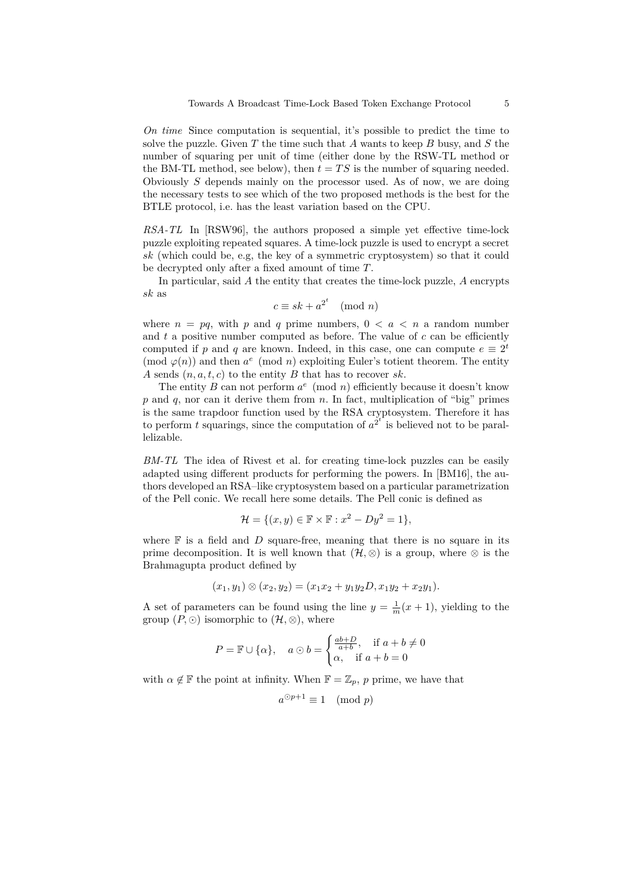*On time* Since computation is sequential, it's possible to predict the time to solve the puzzle. Given $T$ the time such that $A$ wants to keep $B$ busy, and $S$ the number of squaring per unit of time (either done by the RSW-TL method or the BM-TL method, see below), then $t = TS$ is the number of squaring needed. Obviously $S$ depends mainly on the processor used. As of now, we are doing the necessary tests to see which of the two proposed methods is the best for the BTLE protocol, i.e. has the least variation based on the CPU.

*RSA-TL* In [RSW96], the authors proposed a simple yet effective time-lock puzzle exploiting repeated squares. A time-lock puzzle is used to encrypt a secret $sk$ (which could be, e.g, the key of a symmetric cryptosystem) so that it could be decrypted only after a fixed amount of time $T$.

In particular, said $A$ the entity that creates the time-lock puzzle, $A$ encrypts $sk$ as

$$c \equiv sk + a^{2^t} \pmod{n}$$

where $n = pq$, with $p$ and $q$ prime numbers, $0 < a < n$ a random number and $t$ a positive number computed as before. The value of $c$ can be efficiently computed if $p$ and $q$ are known. Indeed, in this case, one can compute $e \equiv 2^t \pmod{\varphi(n)}$ and then $a^e \pmod{n}$ exploiting Euler's totient theorem. The entity $A$ sends $(n, a, t, c)$ to the entity $B$ that has to recover $sk$.

The entity $B$ can not perform $a^e \pmod{n}$ efficiently because it doesn't know $p$ and $q$, nor can it derive them from $n$. In fact, multiplication of "big" primes is the same trapdoor function used by the RSA cryptosystem. Therefore it has to perform $t$ squarings, since the computation of $a^{2^t}$ is believed not to be parallelizable.

*BM-TL* The idea of Rivest et al. for creating time-lock puzzles can be easily adapted using different products for performing the powers. In [BM16], the authors developed an RSA–like cryptosystem based on a particular parametrization of the Pell conic. We recall here some details. The Pell conic is defined as

$$\mathcal{H} = \{(x, y) \in \mathbb{F} \times \mathbb{F} : x^2 - Dy^2 = 1\},$$

where $\mathbb{F}$ is a field and $D$ square-free, meaning that there is no square in its prime decomposition. It is well known that $(\mathcal{H}, \otimes)$ is a group, where $\otimes$ is the Brahmagupta product defined by

$$(x_1, y_1) \otimes (x_2, y_2) = (x_1x_2 + y_1y_2D, x_1y_2 + x_2y_1).$$

A set of parameters can be found using the line $y = \frac{1}{m}(x + 1)$, yielding to the group $(P, \odot)$ isomorphic to $(\mathcal{H}, \otimes)$, where

$$P = \mathbb{F} \cup \{\alpha\}, \quad a \odot b = \begin{cases} \frac{ab+D}{a+b}, & \text{if } a + b \neq 0 \\ \alpha, & \text{if } a + b = 0 \end{cases}$$

with $\alpha \notin \mathbb{F}$ the point at infinity. When $\mathbb{F} = \mathbb{Z}_p$, $p$ prime, we have that

$$a^{\odot p+1} \equiv 1 \pmod{p}$$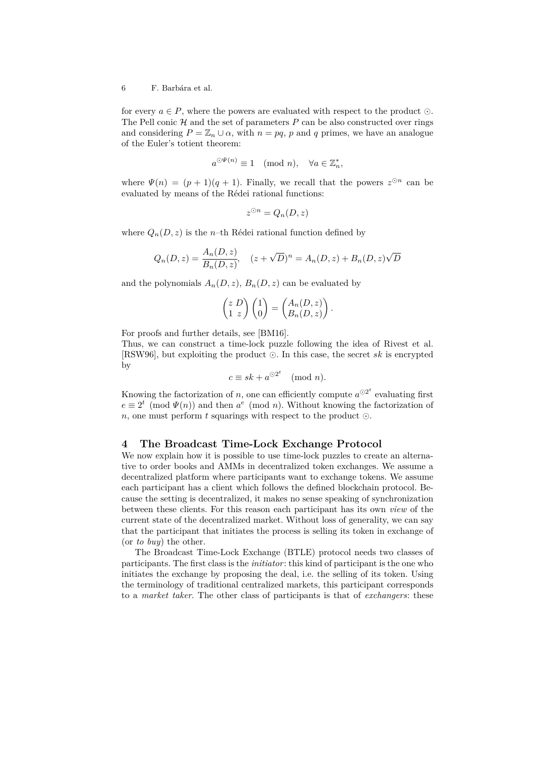for every $a \in P$, where the powers are evaluated with respect to the product $\odot$. The Pell conic $\mathcal{H}$ and the set of parameters $P$ can be also constructed over rings and considering $P = \mathbb{Z}_n \cup \alpha$, with $n = pq$, $p$ and $q$ primes, we have an analogue of the Euler's totient theorem:

$$a^{\odot \Psi(n)} \equiv 1 \pmod{n}, \quad \forall a \in \mathbb{Z}_n^*,$$

where $\Psi(n) = (p+1)(q+1)$. Finally, we recall that the powers $z^{\odot n}$ can be evaluated by means of the Rédei rational functions:

$$z^{\odot n} = Q_n(D, z)$$

where $Q_n(D, z)$ is the $n$–th Rédei rational function defined by

$$Q_n(D, z) = \frac{A_n(D, z)}{B_n(D, z)}, \quad (z + \sqrt{D})^n = A_n(D, z) + B_n(D, z)\sqrt{D}$$

and the polynomials $A_n(D, z)$, $B_n(D, z)$ can be evaluated by

$$\begin{pmatrix} z & D \\ 1 & z \end{pmatrix} \begin{pmatrix} 1 \\ 0 \end{pmatrix} = \begin{pmatrix} A_n(D, z) \\ B_n(D, z) \end{pmatrix}.$$

For proofs and further details, see [BM16].
Thus, we can construct a time-lock puzzle following the idea of Rivest et al. [RSW96], but exploiting the product $\odot$. In this case, the secret $sk$ is encrypted by

$$c \equiv sk + a^{\odot 2^t} \pmod{n}.$$

Knowing the factorization of $n$, one can efficiently compute $a^{\odot 2^t}$ evaluating first $e \equiv 2^t \pmod{\Psi(n)}$ and then $a^e \pmod{n}$. Without knowing the factorization of $n$, one must perform $t$ squarings with respect to the product $\odot$.

## 4 The Broadcast Time-Lock Exchange Protocol

We now explain how it is possible to use time-lock puzzles to create an alternative to order books and AMMs in decentralized token exchanges. We assume a decentralized platform where participants want to exchange tokens. We assume each participant has a client which follows the defined blockchain protocol. Because the setting is decentralized, it makes no sense speaking of synchronization between these clients. For this reason each participant has its own *view* of the current state of the decentralized market. Without loss of generality, we can say that the participant that initiates the process is selling its token in exchange of (or *to buy*) the other.

The Broadcast Time-Lock Exchange (BTLE) protocol needs two classes of participants. The first class is the *initiator*: this kind of participant is the one who initiates the exchange by proposing the deal, i.e. the selling of its token. Using the terminology of traditional centralized markets, this participant corresponds to a *market taker*. The other class of participants is that of *exchangers*: these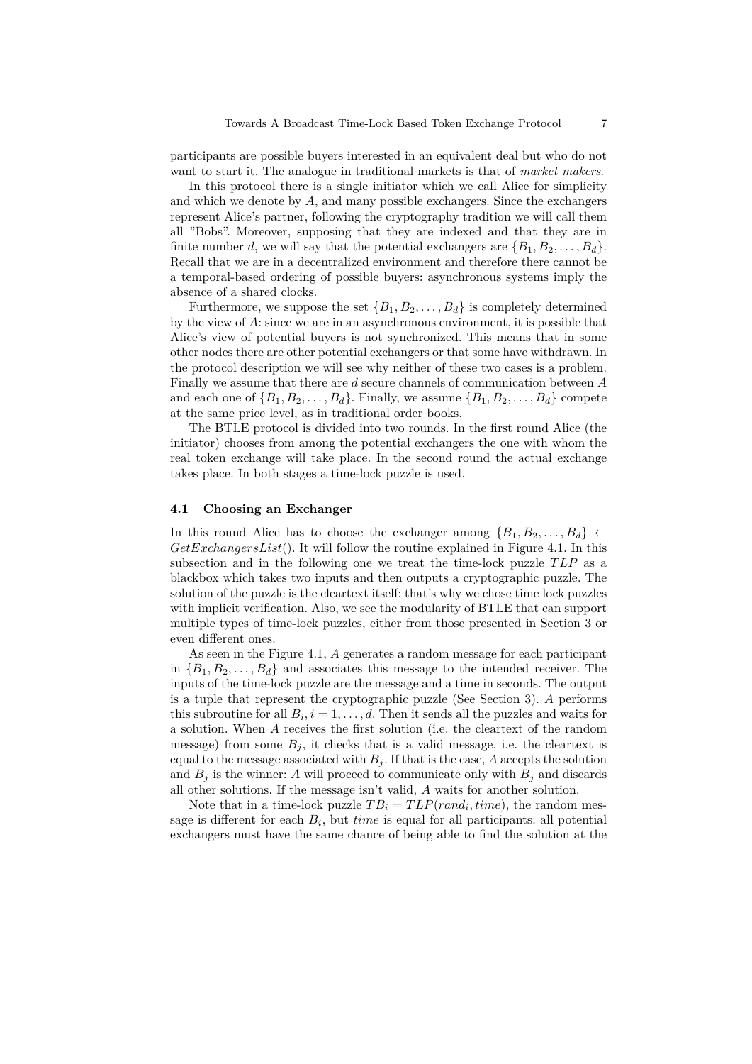participants are possible buyers interested in an equivalent deal but who do not want to start it. The analogue in traditional markets is that of *market makers*.

In this protocol there is a single initiator which we call Alice for simplicity and which we denote by $A$, and many possible exchangers. Since the exchangers represent Alice's partner, following the cryptography tradition we will call them all "Bobs". Moreover, supposing that they are indexed and that they are in finite number $d$, we will say that the potential exchangers are $\{B_1, B_2, \ldots, B_d\}$. Recall that we are in a decentralized environment and therefore there cannot be a temporal-based ordering of possible buyers: asynchronous systems imply the absence of a shared clocks.

Furthermore, we suppose the set $\{B_1, B_2, \ldots, B_d\}$ is completely determined by the view of $A$: since we are in an asynchronous environment, it is possible that Alice's view of potential buyers is not synchronized. This means that in some other nodes there are other potential exchangers or that some have withdrawn. In the protocol description we will see why neither of these two cases is a problem. Finally we assume that there are $d$ secure channels of communication between $A$ and each one of $\{B_1, B_2, \ldots, B_d\}$. Finally, we assume $\{B_1, B_2, \ldots, B_d\}$ compete at the same price level, as in traditional order books.

The BTLE protocol is divided into two rounds. In the first round Alice (the initiator) chooses from among the potential exchangers the one with whom the real token exchange will take place. In the second round the actual exchange takes place. In both stages a time-lock puzzle is used.

### 4.1 Choosing an Exchanger

In this round Alice has to choose the exchanger among $\{B_1, B_2, \ldots, B_d\} \leftarrow GetExchangersList()$. It will follow the routine explained in Figure 4.1. In this subsection and in the following one we treat the time-lock puzzle $TLP$ as a blackbox which takes two inputs and then outputs a cryptographic puzzle. The solution of the puzzle is the cleartext itself: that's why we chose time lock puzzles with implicit verification. Also, we see the modularity of BTLE that can support multiple types of time-lock puzzles, either from those presented in Section 3 or even different ones.

As seen in the Figure 4.1, $A$ generates a random message for each participant in $\{B_1, B_2, \ldots, B_d\}$ and associates this message to the intended receiver. The inputs of the time-lock puzzle are the message and a time in seconds. The output is a tuple that represent the cryptographic puzzle (See Section 3). $A$ performs this subroutine for all $B_i, i = 1, \ldots, d$. Then it sends all the puzzles and waits for a solution. When $A$ receives the first solution (i.e. the cleartext of the random message) from some $B_j$, it checks that is a valid message, i.e. the cleartext is equal to the message associated with $B_j$. If that is the case, $A$ accepts the solution and $B_j$ is the winner: $A$ will proceed to communicate only with $B_j$ and discards all other solutions. If the message isn't valid, $A$ waits for another solution.

Note that in a time-lock puzzle $TB_i = TLP(rand_i, time)$, the random message is different for each $B_i$, but $time$ is equal for all participants: all potential exchangers must have the same chance of being able to find the solution at the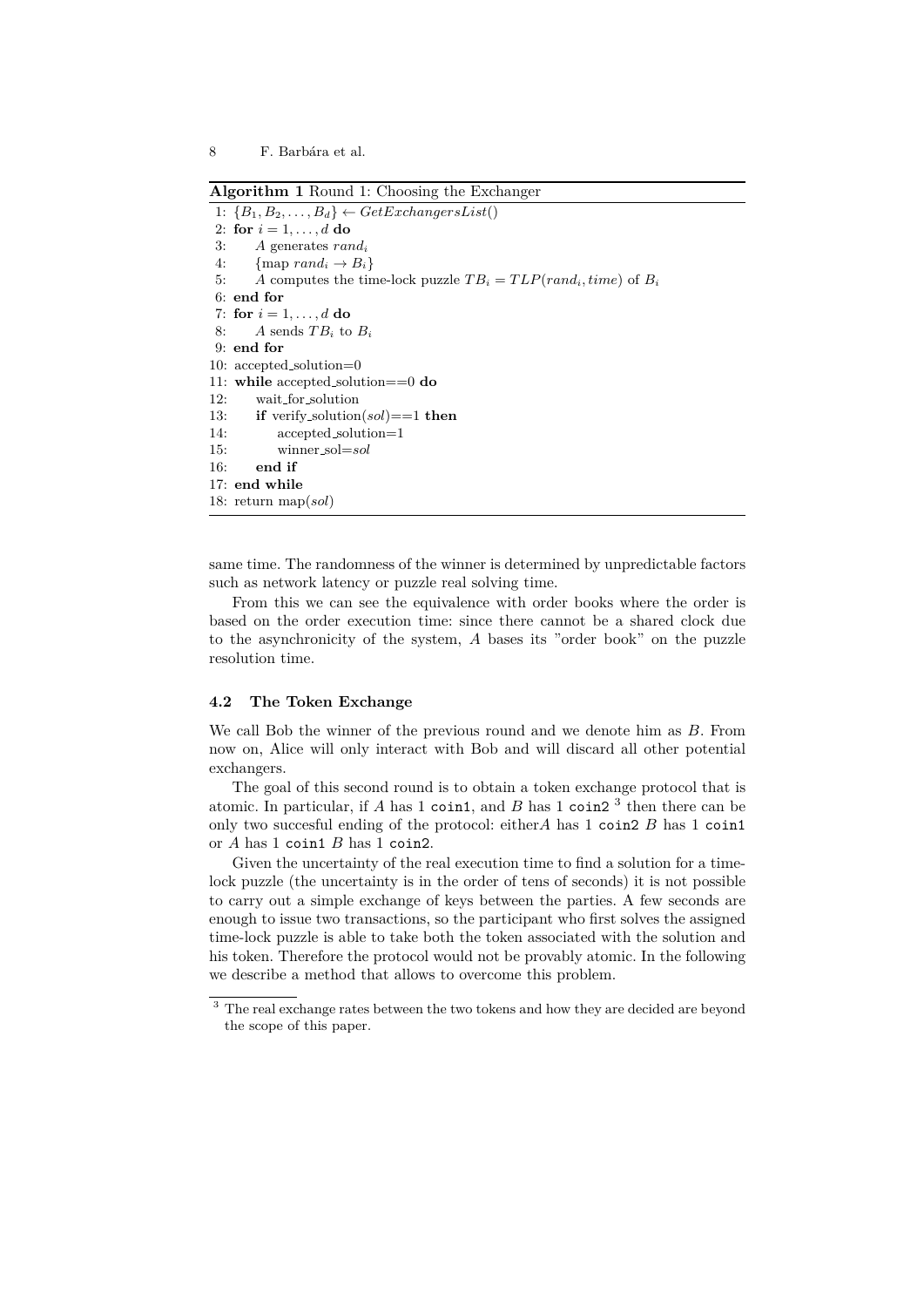**Algorithm 1** Round 1: Choosing the Exchanger

```
1: {B_1, B_2, ..., B_d} ← GetExchangersList()
2: for i = 1, ..., d do
3:     A generates rand_i
4:     {map rand_i → B_i}
5:     A computes the time-lock puzzle TB_i = TLP(rand_i, time) of B_i
6: end for
7: for i = 1, ..., d do
8:     A sends TB_i to B_i
9: end for
10: accepted_solution=0
11: while accepted_solution==0 do
12:     wait_for_solution
13:     if verify_solution(sol)==1 then
14:         accepted_solution=1
15:         winner_sol=sol
16:     end if
17: end while
18: return map(sol)
```

same time. The randomness of the winner is determined by unpredictable factors such as network latency or puzzle real solving time.

From this we can see the equivalence with order books where the order is based on the order execution time: since there cannot be a shared clock due to the asynchronicity of the system, $A$ bases its "order book" on the puzzle resolution time.

### 4.2 The Token Exchange

We call Bob the winner of the previous round and we denote him as $B$. From now on, Alice will only interact with Bob and will discard all other potential exchangers.

The goal of this second round is to obtain a token exchange protocol that is atomic. In particular, if $A$ has 1 `coin1`, and $B$ has 1 `coin2` [3] then there can be only two succesful ending of the protocol: either$A$ has 1 `coin2` $B$ has 1 `coin1` or $A$ has 1 `coin1` $B$ has 1 `coin2`.

Given the uncertainty of the real execution time to find a solution for a time-lock puzzle (the uncertainty is in the order of tens of seconds) it is not possible to carry out a simple exchange of keys between the parties. A few seconds are enough to issue two transactions, so the participant who first solves the assigned time-lock puzzle is able to take both the token associated with the solution and his token. Therefore the protocol would not be provably atomic. In the following we describe a method that allows to overcome this problem.

[3] The real exchange rates between the two tokens and how they are decided are beyond the scope of this paper.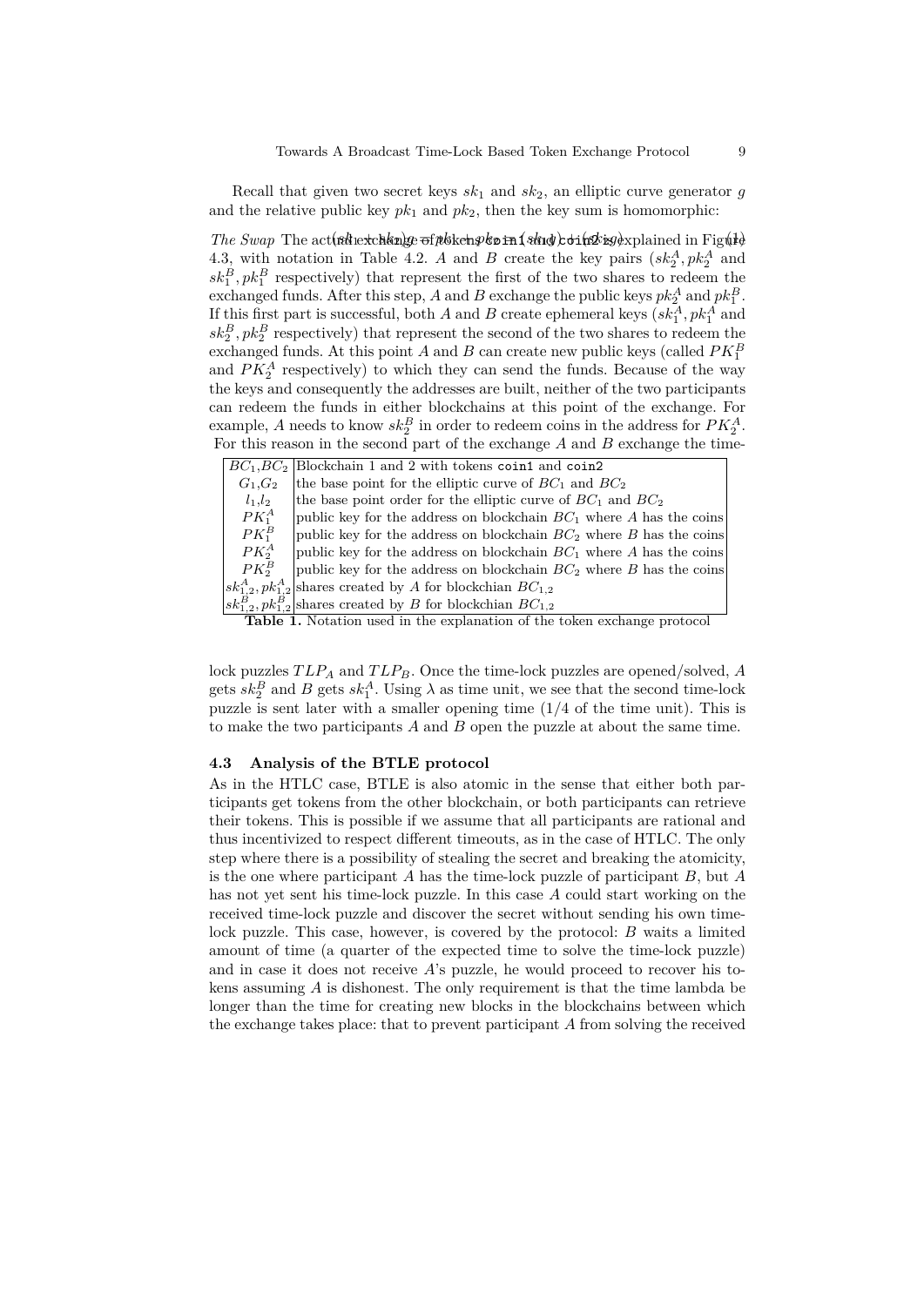Recall that given two secret keys $sk_1$ and $sk_2$, an elliptic curve generator $g$ and the relative public key $pk_1$ and $pk_2$, then the key sum is homomorphic:

$$(sk_1 + sk_2)g = pk_1 + pk_2 = (sk_1)g + (sk_2)g \tag{1}$$

*The Swap* The actual exchange of tokens `coin1` and `coin2` is explained in Figure 4.3, with notation in Table 4.2. $A$ and $B$ create the key pairs ($sk_2^A, pk_2^A$ and $sk_1^B, pk_1^B$ respectively) that represent the first of the two shares to redeem the exchanged funds. After this step, $A$ and $B$ exchange the public keys $pk_2^A$ and $pk_1^B$. If this first part is successful, both $A$ and $B$ create ephemeral keys ($sk_1^A, pk_1^A$ and $sk_2^B, pk_2^B$ respectively) that represent the second of the two shares to redeem the exchanged funds. At this point $A$ and $B$ can create new public keys (called $PK_1^B$ and $PK_2^A$ respectively) to which they can send the funds. Because of the way the keys and consequently the addresses are built, neither of the two participants can redeem the funds in either blockchains at this point of the exchange. For example, $A$ needs to know $sk_2^B$ in order to redeem coins in the address for $PK_2^A$. For this reason in the second part of the exchange $A$ and $B$ exchange the time-

| | |
|---|---|
| $BC_1$,$BC_2$ | Blockchain 1 and 2 with tokens `coin1` and `coin2` |
| $G_1$,$G_2$ | the base point for the elliptic curve of $BC_1$ and $BC_2$ |
| $l_1$,$l_2$ | the base point order for the elliptic curve of $BC_1$ and $BC_2$ |
| $PK_1^A$ | public key for the address on blockchain $BC_1$ where $A$ has the coins |
| $PK_1^B$ | public key for the address on blockchain $BC_2$ where $B$ has the coins |
| $PK_2^A$ | public key for the address on blockchain $BC_1$ where $A$ has the coins |
| $PK_2^B$ | public key for the address on blockchain $BC_2$ where $B$ has the coins |
| $sk_{1,2}^A, pk_{1,2}^A$ | shares created by $A$ for blockchian $BC_{1,2}$ |
| $sk_{1,2}^B, pk_{1,2}^B$ | shares created by $B$ for blockchian $BC_{1,2}$ |

**Table 1.** Notation used in the explanation of the token exchange protocol

lock puzzles $TLP_A$ and $TLP_B$. Once the time-lock puzzles are opened/solved, $A$ gets $sk_2^B$ and $B$ gets $sk_1^A$. Using $\lambda$ as time unit, we see that the second time-lock puzzle is sent later with a smaller opening time (1/4 of the time unit). This is to make the two participants $A$ and $B$ open the puzzle at about the same time.

### 4.3 Analysis of the BTLE protocol

As in the HTLC case, BTLE is also atomic in the sense that either both participants get tokens from the other blockchain, or both participants can retrieve their tokens. This is possible if we assume that all participants are rational and thus incentivized to respect different timeouts, as in the case of HTLC. The only step where there is a possibility of stealing the secret and breaking the atomicity, is the one where participant $A$ has the time-lock puzzle of participant $B$, but $A$ has not yet sent his time-lock puzzle. In this case $A$ could start working on the received time-lock puzzle and discover the secret without sending his own time-lock puzzle. This case, however, is covered by the protocol: $B$ waits a limited amount of time (a quarter of the expected time to solve the time-lock puzzle) and in case it does not receive $A$'s puzzle, he would proceed to recover his tokens assuming $A$ is dishonest. The only requirement is that the time lambda be longer than the time for creating new blocks in the blockchains between which the exchange takes place: that to prevent participant $A$ from solving the received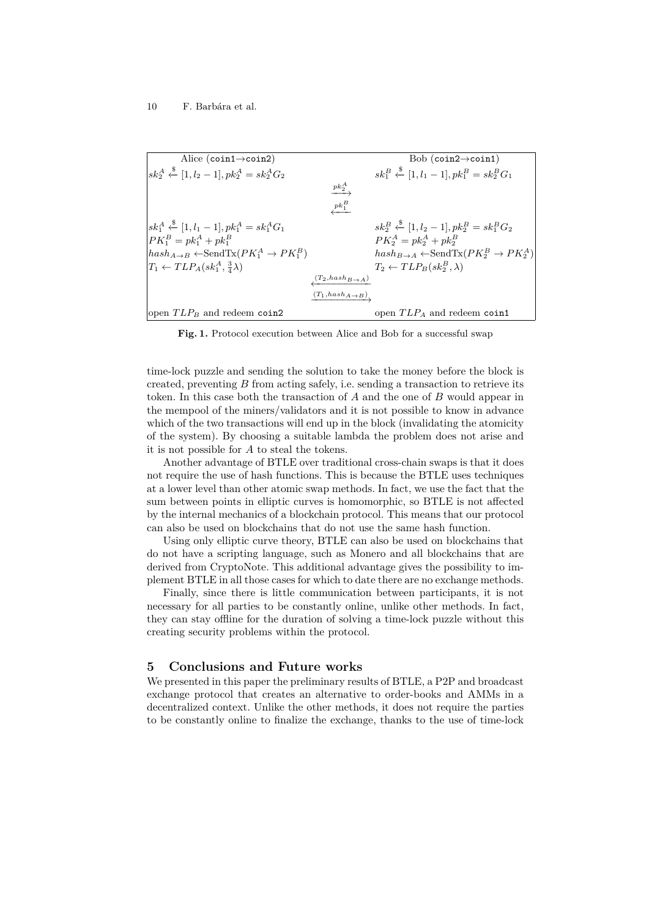| Alice (coin1→coin2) | | Bob (coin2→coin1) |
|---|---|---|
| $sk_2^A \xleftarrow{\$} [1, l_2 - 1], pk_2^A = sk_2^A G_2$ | | $sk_1^B \xleftarrow{\$} [1, l_1 - 1], pk_1^B = sk_2^B G_1$ |
| | $\xrightarrow{pk_2^A}$ | |
| | $\xleftarrow{pk_1^B}$ | |
| $sk_1^A \xleftarrow{\$} [1, l_1 - 1], pk_1^A = sk_1^A G_1$ | | $sk_2^B \xleftarrow{\$} [1, l_2 - 1], pk_2^B = sk_1^B G_2$ |
| $PK_1^B = pk_1^A + pk_1^B$ | | $PK_2^A = pk_2^A + pk_2^B$ |
| $hash_{A \to B} \leftarrow \text{SendTx}(PK_1^A \to PK_1^B)$ | | $hash_{B \to A} \leftarrow \text{SendTx}(PK_2^B \to PK_2^A)$ |
| $T_1 \leftarrow TLP_A(sk_1^A, \frac{3}{4}\lambda)$ | | $T_2 \leftarrow TLP_B(sk_2^B, \lambda)$ |
| | $\xleftarrow{(T_2, hash_{B \to A})}$ | |
| | $\xrightarrow{(T_1, hash_{A \to B})}$ | |
| open $TLP_B$ and redeem coin2 | | open $TLP_A$ and redeem coin1 |

**Fig. 1.** Protocol execution between Alice and Bob for a successful swap

time-lock puzzle and sending the solution to take the money before the block is created, preventing $B$ from acting safely, i.e. sending a transaction to retrieve its token. In this case both the transaction of $A$ and the one of $B$ would appear in the mempool of the miners/validators and it is not possible to know in advance which of the two transactions will end up in the block (invalidating the atomicity of the system). By choosing a suitable lambda the problem does not arise and it is not possible for $A$ to steal the tokens.

Another advantage of BTLE over traditional cross-chain swaps is that it does not require the use of hash functions. This is because the BTLE uses techniques at a lower level than other atomic swap methods. In fact, we use the fact that the sum between points in elliptic curves is homomorphic, so BTLE is not affected by the internal mechanics of a blockchain protocol. This means that our protocol can also be used on blockchains that do not use the same hash function.

Using only elliptic curve theory, BTLE can also be used on blockchains that do not have a scripting language, such as Monero and all blockchains that are derived from CryptoNote. This additional advantage gives the possibility to implement BTLE in all those cases for which to date there are no exchange methods.

Finally, since there is little communication between participants, it is not necessary for all parties to be constantly online, unlike other methods. In fact, they can stay offline for the duration of solving a time-lock puzzle without this creating security problems within the protocol.

## 5 Conclusions and Future works

We presented in this paper the preliminary results of BTLE, a P2P and broadcast exchange protocol that creates an alternative to order-books and AMMs in a decentralized context. Unlike the other methods, it does not require the parties to be constantly online to finalize the exchange, thanks to the use of time-lock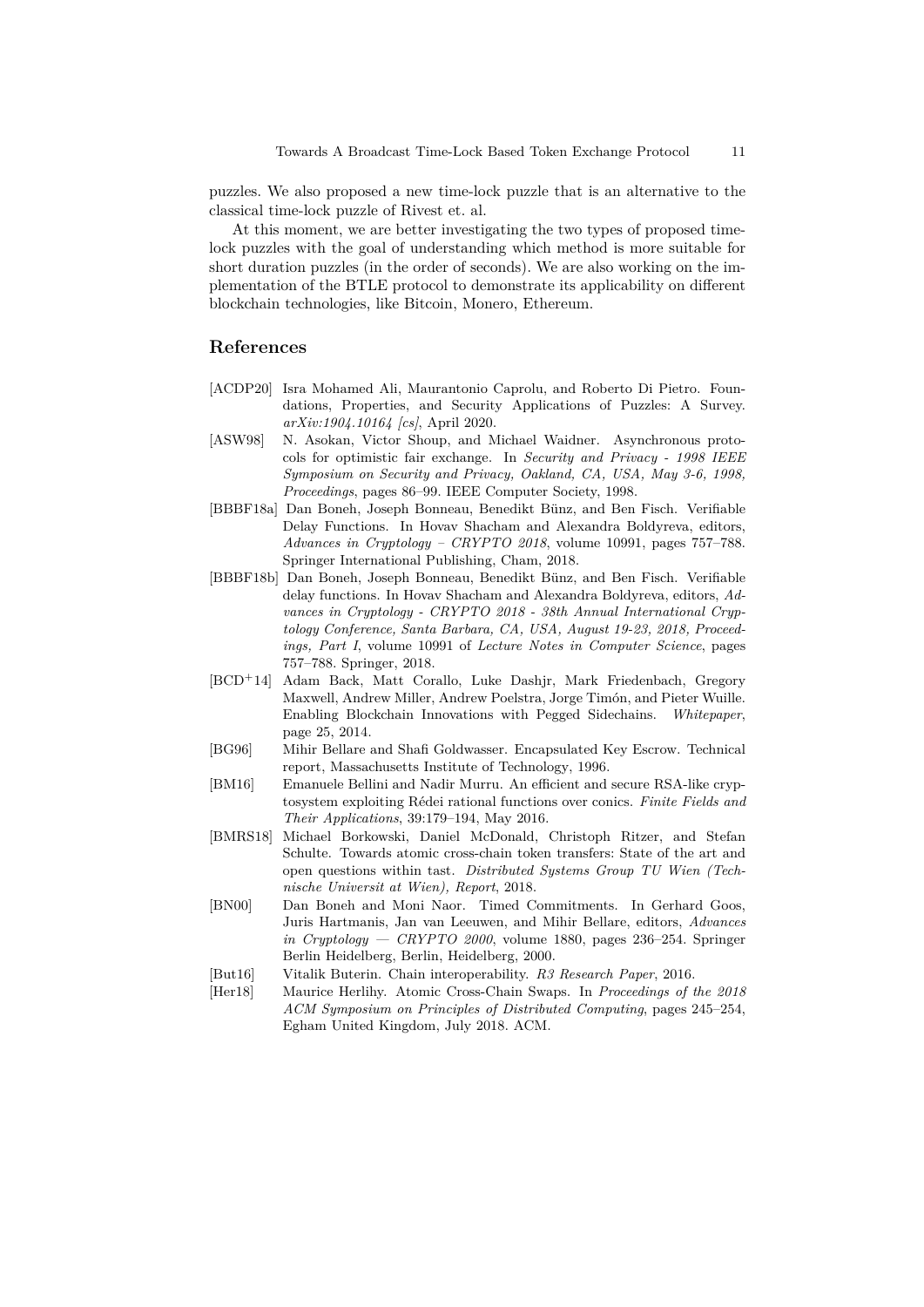puzzles. We also proposed a new time-lock puzzle that is an alternative to the classical time-lock puzzle of Rivest et. al.

At this moment, we are better investigating the two types of proposed time-lock puzzles with the goal of understanding which method is more suitable for short duration puzzles (in the order of seconds). We are also working on the implementation of the BTLE protocol to demonstrate its applicability on different blockchain technologies, like Bitcoin, Monero, Ethereum.

## References

- [ACDP20] Isra Mohamed Ali, Maurantonio Caprolu, and Roberto Di Pietro. Foundations, Properties, and Security Applications of Puzzles: A Survey. *arXiv:1904.10164 [cs]*, April 2020.
- [ASW98] N. Asokan, Victor Shoup, and Michael Waidner. Asynchronous protocols for optimistic fair exchange. In *Security and Privacy - 1998 IEEE Symposium on Security and Privacy, Oakland, CA, USA, May 3-6, 1998, Proceedings*, pages 86–99. IEEE Computer Society, 1998.
- [BBBF18a] Dan Boneh, Joseph Bonneau, Benedikt Bünz, and Ben Fisch. Verifiable Delay Functions. In Hovav Shacham and Alexandra Boldyreva, editors, *Advances in Cryptology – CRYPTO 2018*, volume 10991, pages 757–788. Springer International Publishing, Cham, 2018.
- [BBBF18b] Dan Boneh, Joseph Bonneau, Benedikt Bünz, and Ben Fisch. Verifiable delay functions. In Hovav Shacham and Alexandra Boldyreva, editors, *Advances in Cryptology - CRYPTO 2018 - 38th Annual International Cryptology Conference, Santa Barbara, CA, USA, August 19-23, 2018, Proceedings, Part I*, volume 10991 of *Lecture Notes in Computer Science*, pages 757–788. Springer, 2018.
- [BCD+14] Adam Back, Matt Corallo, Luke Dashjr, Mark Friedenbach, Gregory Maxwell, Andrew Miller, Andrew Poelstra, Jorge Timón, and Pieter Wuille. Enabling Blockchain Innovations with Pegged Sidechains. *Whitepaper*, page 25, 2014.
- [BG96] Mihir Bellare and Shafi Goldwasser. Encapsulated Key Escrow. Technical report, Massachusetts Institute of Technology, 1996.
- [BM16] Emanuele Bellini and Nadir Murru. An efficient and secure RSA-like cryptosystem exploiting Rédei rational functions over conics. *Finite Fields and Their Applications*, 39:179–194, May 2016.
- [BMRS18] Michael Borkowski, Daniel McDonald, Christoph Ritzer, and Stefan Schulte. Towards atomic cross-chain token transfers: State of the art and open questions within tast. *Distributed Systems Group TU Wien (Technische Universit at Wien), Report*, 2018.
- [BN00] Dan Boneh and Moni Naor. Timed Commitments. In Gerhard Goos, Juris Hartmanis, Jan van Leeuwen, and Mihir Bellare, editors, *Advances in Cryptology — CRYPTO 2000*, volume 1880, pages 236–254. Springer Berlin Heidelberg, Berlin, Heidelberg, 2000.
- [But16] Vitalik Buterin. Chain interoperability. *R3 Research Paper*, 2016.
- [Her18] Maurice Herlihy. Atomic Cross-Chain Swaps. In *Proceedings of the 2018 ACM Symposium on Principles of Distributed Computing*, pages 245–254, Egham United Kingdom, July 2018. ACM.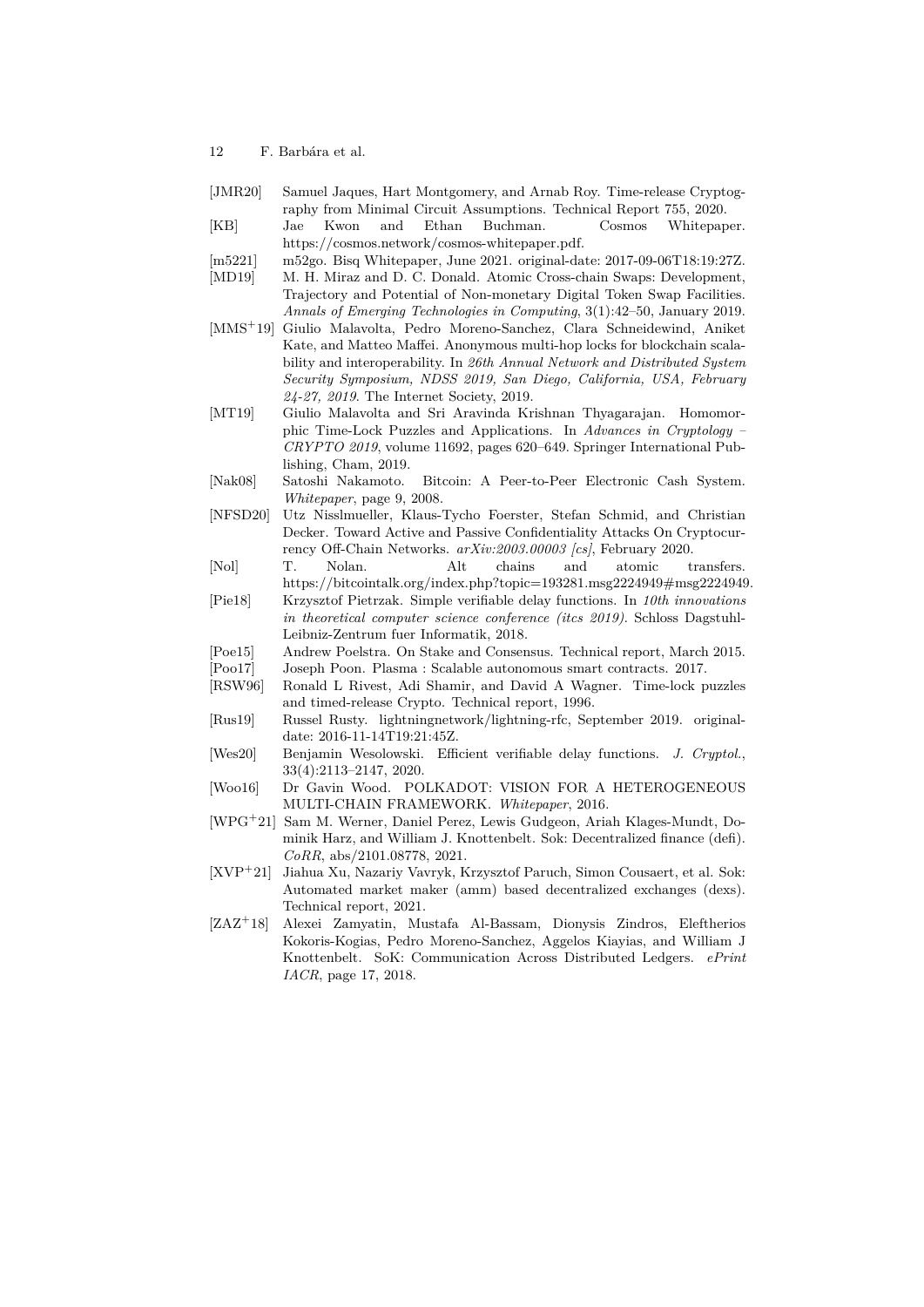[JMR20] Samuel Jaques, Hart Montgomery, and Arnab Roy. Time-release Cryptography from Minimal Circuit Assumptions. Technical Report 755, 2020.

[KB] Jae Kwon and Ethan Buchman. Cosmos Whitepaper. https://cosmos.network/cosmos-whitepaper.pdf.

[m5221] m52go. Bisq Whitepaper, June 2021. original-date: 2017-09-06T18:19:27Z.

[MD19] M. H. Miraz and D. C. Donald. Atomic Cross-chain Swaps: Development, Trajectory and Potential of Non-monetary Digital Token Swap Facilities. *Annals of Emerging Technologies in Computing*, 3(1):42–50, January 2019.

[MMS+19] Giulio Malavolta, Pedro Moreno-Sanchez, Clara Schneidewind, Aniket Kate, and Matteo Maffei. Anonymous multi-hop locks for blockchain scalability and interoperability. In *26th Annual Network and Distributed System Security Symposium, NDSS 2019, San Diego, California, USA, February 24-27, 2019*. The Internet Society, 2019.

[MT19] Giulio Malavolta and Sri Aravinda Krishnan Thyagarajan. Homomorphic Time-Lock Puzzles and Applications. In *Advances in Cryptology – CRYPTO 2019*, volume 11692, pages 620–649. Springer International Publishing, Cham, 2019.

[Nak08] Satoshi Nakamoto. Bitcoin: A Peer-to-Peer Electronic Cash System. *Whitepaper*, page 9, 2008.

[NFSD20] Utz Nisslmueller, Klaus-Tycho Foerster, Stefan Schmid, and Christian Decker. Toward Active and Passive Confidentiality Attacks On Cryptocurrency Off-Chain Networks. *arXiv:2003.00003 [cs]*, February 2020.

[Nol] T. Nolan. Alt chains and atomic transfers. https://bitcointalk.org/index.php?topic=193281.msg2224949#msg2224949.

[Pie18] Krzysztof Pietrzak. Simple verifiable delay functions. In *10th innovations in theoretical computer science conference (itcs 2019)*. Schloss Dagstuhl-Leibniz-Zentrum fuer Informatik, 2018.

[Poe15] Andrew Poelstra. On Stake and Consensus. Technical report, March 2015.

[Poo17] Joseph Poon. Plasma : Scalable autonomous smart contracts. 2017.

[RSW96] Ronald L Rivest, Adi Shamir, and David A Wagner. Time-lock puzzles and timed-release Crypto. Technical report, 1996.

[Rus19] Russel Rusty. lightningnetwork/lightning-rfc, September 2019. original-date: 2016-11-14T19:21:45Z.

[Wes20] Benjamin Wesolowski. Efficient verifiable delay functions. *J. Cryptol.*, 33(4):2113–2147, 2020.

[Woo16] Dr Gavin Wood. POLKADOT: VISION FOR A HETEROGENEOUS MULTI-CHAIN FRAMEWORK. *Whitepaper*, 2016.

[WPG+21] Sam M. Werner, Daniel Perez, Lewis Gudgeon, Ariah Klages-Mundt, Dominik Harz, and William J. Knottenbelt. Sok: Decentralized finance (defi). *CoRR*, abs/2101.08778, 2021.

[XVP+21] Jiahua Xu, Nazariy Vavryk, Krzysztof Paruch, Simon Cousaert, et al. Sok: Automated market maker (amm) based decentralized exchanges (dexs). Technical report, 2021.

[ZAZ+18] Alexei Zamyatin, Mustafa Al-Bassam, Dionysis Zindros, Eleftherios Kokoris-Kogias, Pedro Moreno-Sanchez, Aggelos Kiayias, and William J Knottenbelt. SoK: Communication Across Distributed Ledgers. *ePrint IACR*, page 17, 2018.